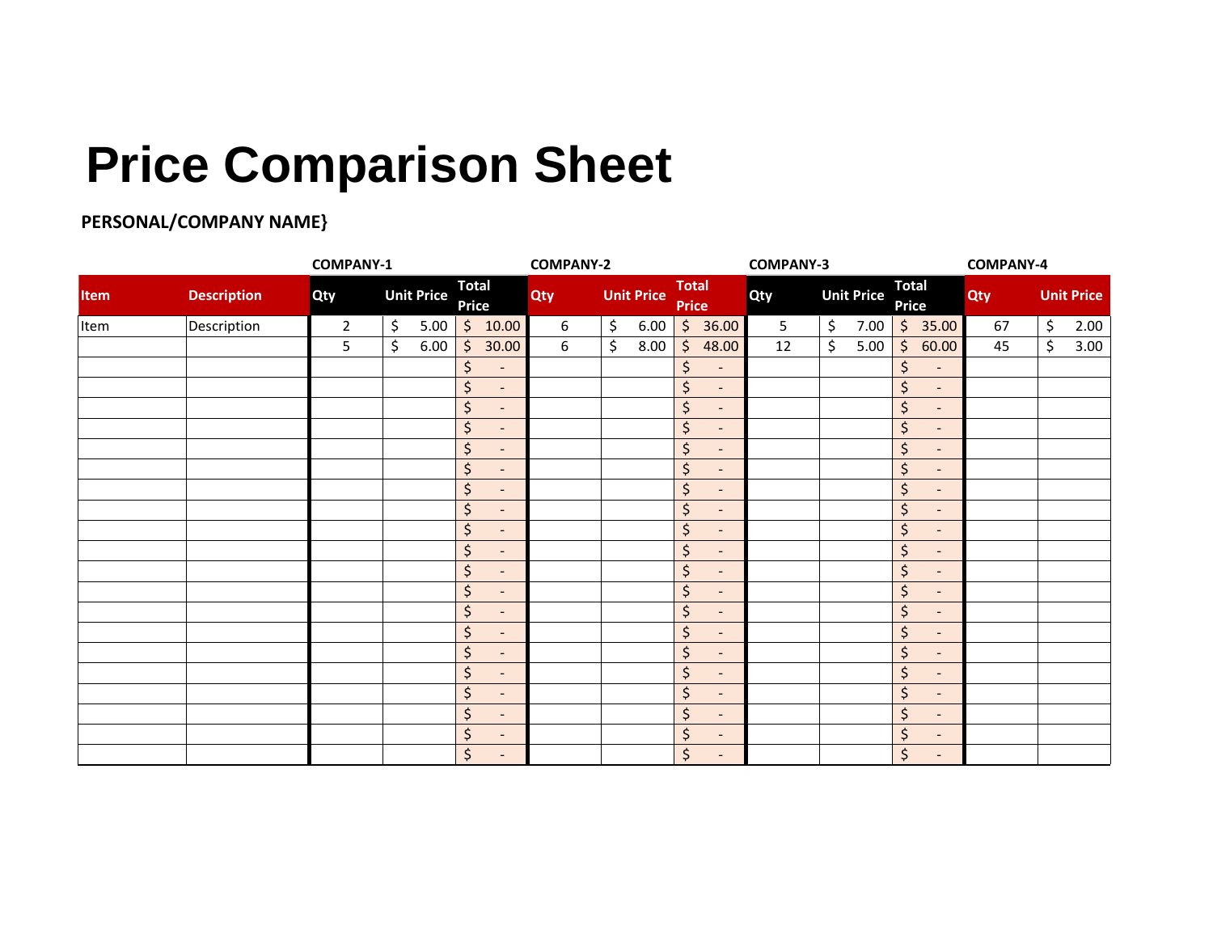# Price Comparison Sheet

**PERSONAL/COMPANY NAME}**

| | | COMPANY-1 | | | COMPANY-2 | | | COMPANY-3 | | | COMPANY-4 | |
|---|---|---|---|---|---|---|---|---|---|---|---|---|
| **Item** | **Description** | **Qty** | **Unit Price** | **Total Price** | **Qty** | **Unit Price** | **Total Price** | **Qty** | **Unit Price** | **Total Price** | **Qty** | **Unit Price** |
| Item | Description | 2 | $ 5.00 | $ 10.00 | 6 | $ 6.00 | $ 36.00 | 5 | $ 7.00 | $ 35.00 | 67 | $ 2.00 |
| | | 5 | $ 6.00 | $ 30.00 | 6 | $ 8.00 | $ 48.00 | 12 | $ 5.00 | $ 60.00 | 45 | $ 3.00 |
| | | | | $ - | | | $ - | | | $ - | | |
| | | | | $ - | | | $ - | | | $ - | | |
| | | | | $ - | | | $ - | | | $ - | | |
| | | | | $ - | | | $ - | | | $ - | | |
| | | | | $ - | | | $ - | | | $ - | | |
| | | | | $ - | | | $ - | | | $ - | | |
| | | | | $ - | | | $ - | | | $ - | | |
| | | | | $ - | | | $ - | | | $ - | | |
| | | | | $ - | | | $ - | | | $ - | | |
| | | | | $ - | | | $ - | | | $ - | | |
| | | | | $ - | | | $ - | | | $ - | | |
| | | | | $ - | | | $ - | | | $ - | | |
| | | | | $ - | | | $ - | | | $ - | | |
| | | | | $ - | | | $ - | | | $ - | | |
| | | | | $ - | | | $ - | | | $ - | | |
| | | | | $ - | | | $ - | | | $ - | | |
| | | | | $ - | | | $ - | | | $ - | | |
| | | | | $ - | | | $ - | | | $ - | | |
| | | | | $ - | | | $ - | | | $ - | | |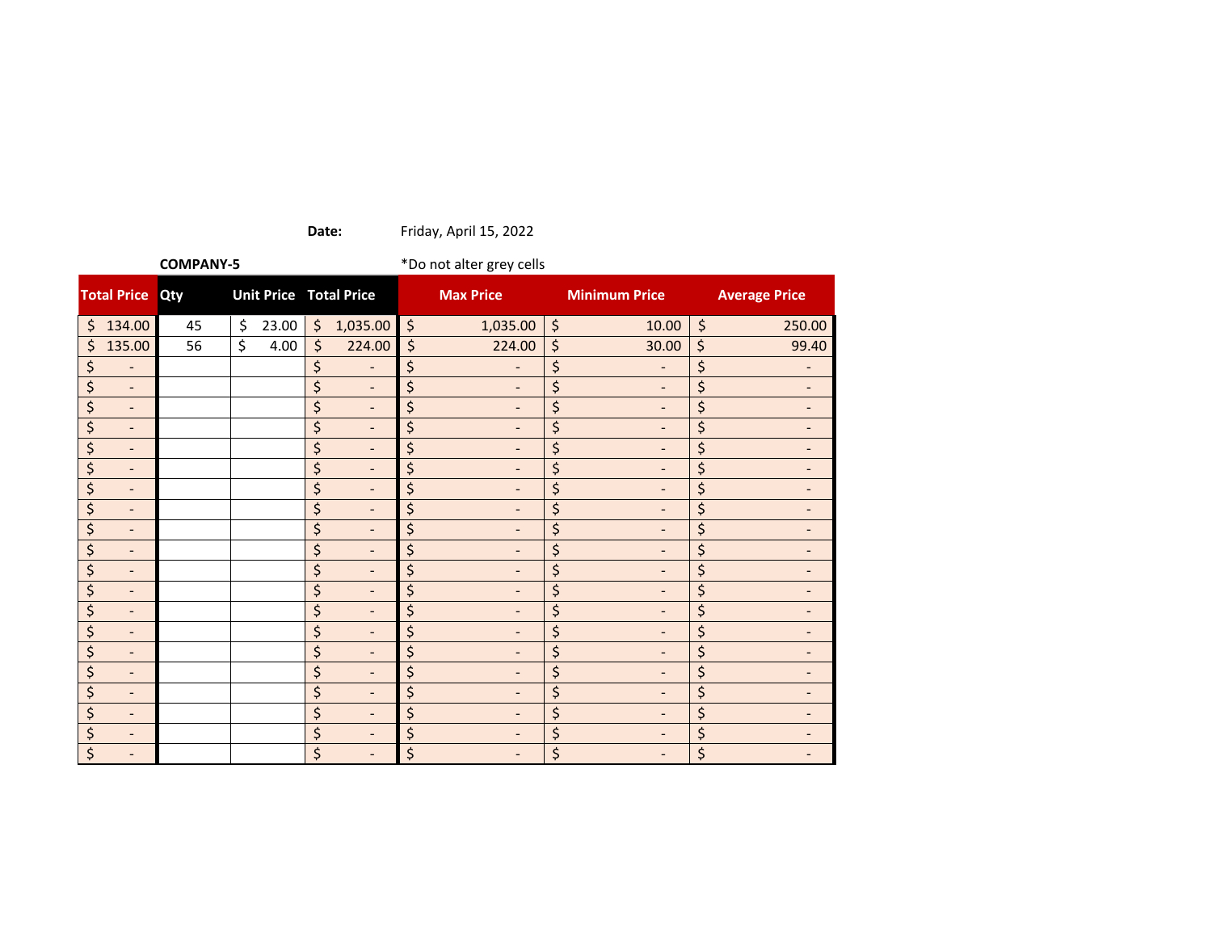**Date:** Friday, April 15, 2022

**COMPANY-5**

*Do not alter grey cells

| Total Price | Qty | Unit Price | Total Price | Max Price | Minimum Price | Average Price |
|---|---|---|---|---|---|---|
| $ 134.00 | 45 | $ 23.00 | $ 1,035.00 | $ 1,035.00 | $ 10.00 | $ 250.00 |
| $ 135.00 | 56 | $ 4.00 | $ 224.00 | $ 224.00 | $ 30.00 | $ 99.40 |
| $ - | | | $ - | $ - | $ - | $ - |
| $ - | | | $ - | $ - | $ - | $ - |
| $ - | | | $ - | $ - | $ - | $ - |
| $ - | | | $ - | $ - | $ - | $ - |
| $ - | | | $ - | $ - | $ - | $ - |
| $ - | | | $ - | $ - | $ - | $ - |
| $ - | | | $ - | $ - | $ - | $ - |
| $ - | | | $ - | $ - | $ - | $ - |
| $ - | | | $ - | $ - | $ - | $ - |
| $ - | | | $ - | $ - | $ - | $ - |
| $ - | | | $ - | $ - | $ - | $ - |
| $ - | | | $ - | $ - | $ - | $ - |
| $ - | | | $ - | $ - | $ - | $ - |
| $ - | | | $ - | $ - | $ - | $ - |
| $ - | | | $ - | $ - | $ - | $ - |
| $ - | | | $ - | $ - | $ - | $ - |
| $ - | | | $ - | $ - | $ - | $ - |
| $ - | | | $ - | $ - | $ - | $ - |
| $ - | | | $ - | $ - | $ - | $ - |
| $ - | | | $ - | $ - | $ - | $ - |